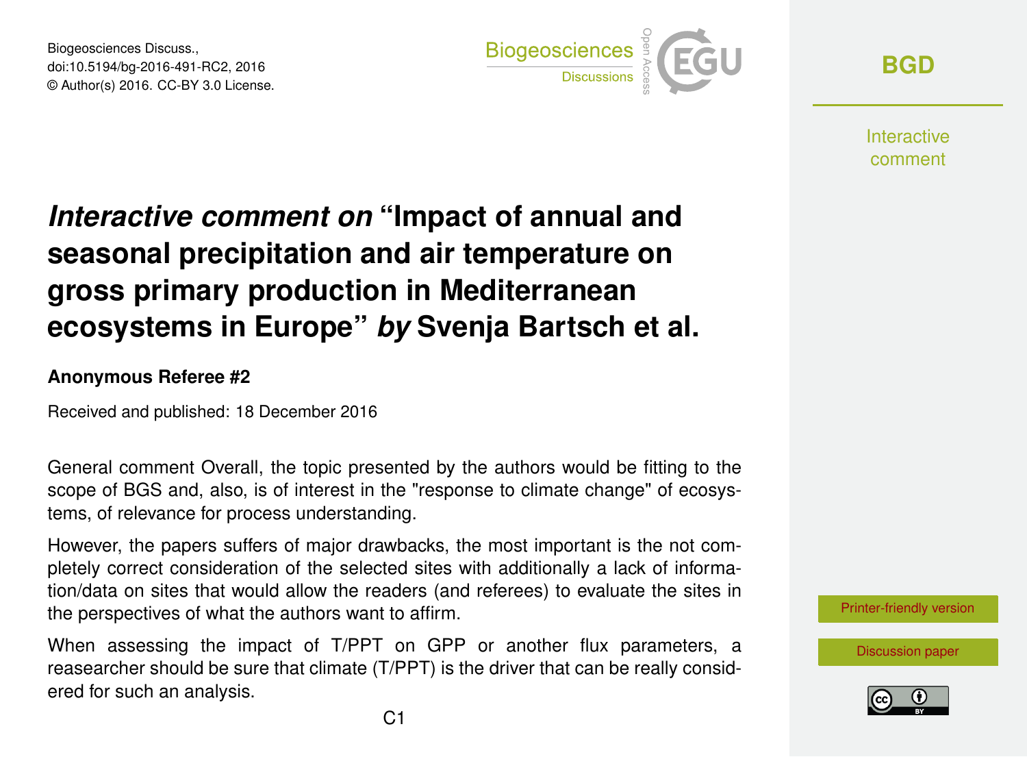# *Interactive comment on* "Impact of annual and seasonal precipitation and air temperature on gross primary production in Mediterranean ecosystems in Europe" *by* Svenja Bartsch et al.

**Anonymous Referee #2**

Received and published: 18 December 2016

General comment Overall, the topic presented by the authors would be fitting to the scope of BGS and, also, is of interest in the "response to climate change" of ecosystems, of relevance for process understanding.

However, the papers suffers of major drawbacks, the most important is the not completely correct consideration of the selected sites with additionally a lack of information/data on sites that would allow the readers (and referees) to evaluate the sites in the perspectives of what the authors want to affirm.

When assessing the impact of T/PPT on GPP or another flux parameters, a reasearcher should be sure that climate (T/PPT) is the driver that can be really considered for such an analysis.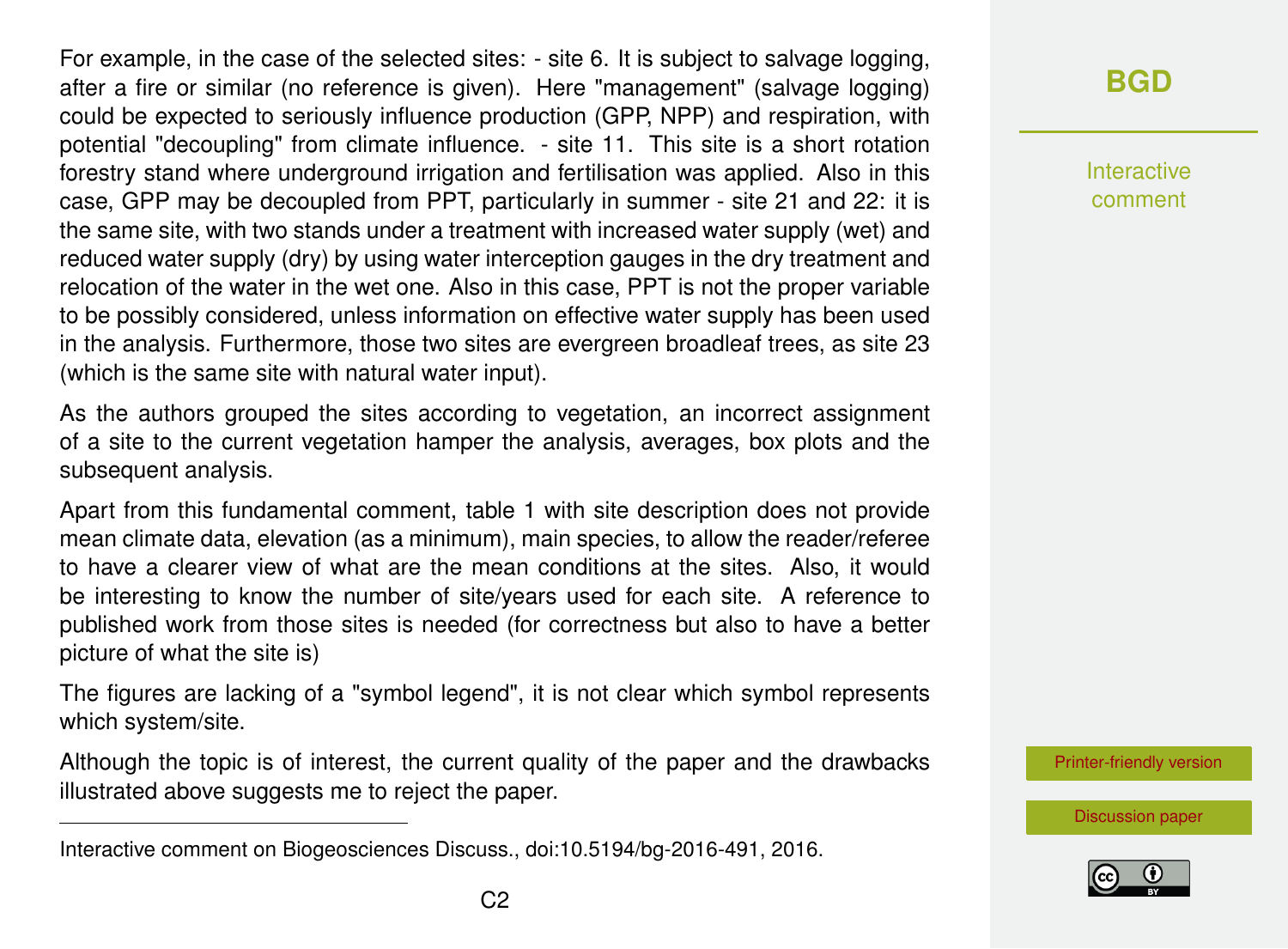For example, in the case of the selected sites: - site 6. It is subject to salvage logging, after a fire or similar (no reference is given). Here "management" (salvage logging) could be expected to seriously influence production (GPP, NPP) and respiration, with potential "decoupling" from climate influence. - site 11. This site is a short rotation forestry stand where underground irrigation and fertilisation was applied. Also in this case, GPP may be decoupled from PPT, particularly in summer - site 21 and 22: it is the same site, with two stands under a treatment with increased water supply (wet) and reduced water supply (dry) by using water interception gauges in the dry treatment and relocation of the water in the wet one. Also in this case, PPT is not the proper variable to be possibly considered, unless information on effective water supply has been used in the analysis. Furthermore, those two sites are evergreen broadleaf trees, as site 23 (which is the same site with natural water input).

As the authors grouped the sites according to vegetation, an incorrect assignment of a site to the current vegetation hamper the analysis, averages, box plots and the subsequent analysis.

Apart from this fundamental comment, table 1 with site description does not provide mean climate data, elevation (as a minimum), main species, to allow the reader/referee to have a clearer view of what are the mean conditions at the sites. Also, it would be interesting to know the number of site/years used for each site. A reference to published work from those sites is needed (for correctness but also to have a better picture of what the site is)

The figures are lacking of a "symbol legend", it is not clear which symbol represents which system/site.

Although the topic is of interest, the current quality of the paper and the drawbacks illustrated above suggests me to reject the paper.

---

Interactive comment on Biogeosciences Discuss., doi:10.5194/bg-2016-491, 2016.